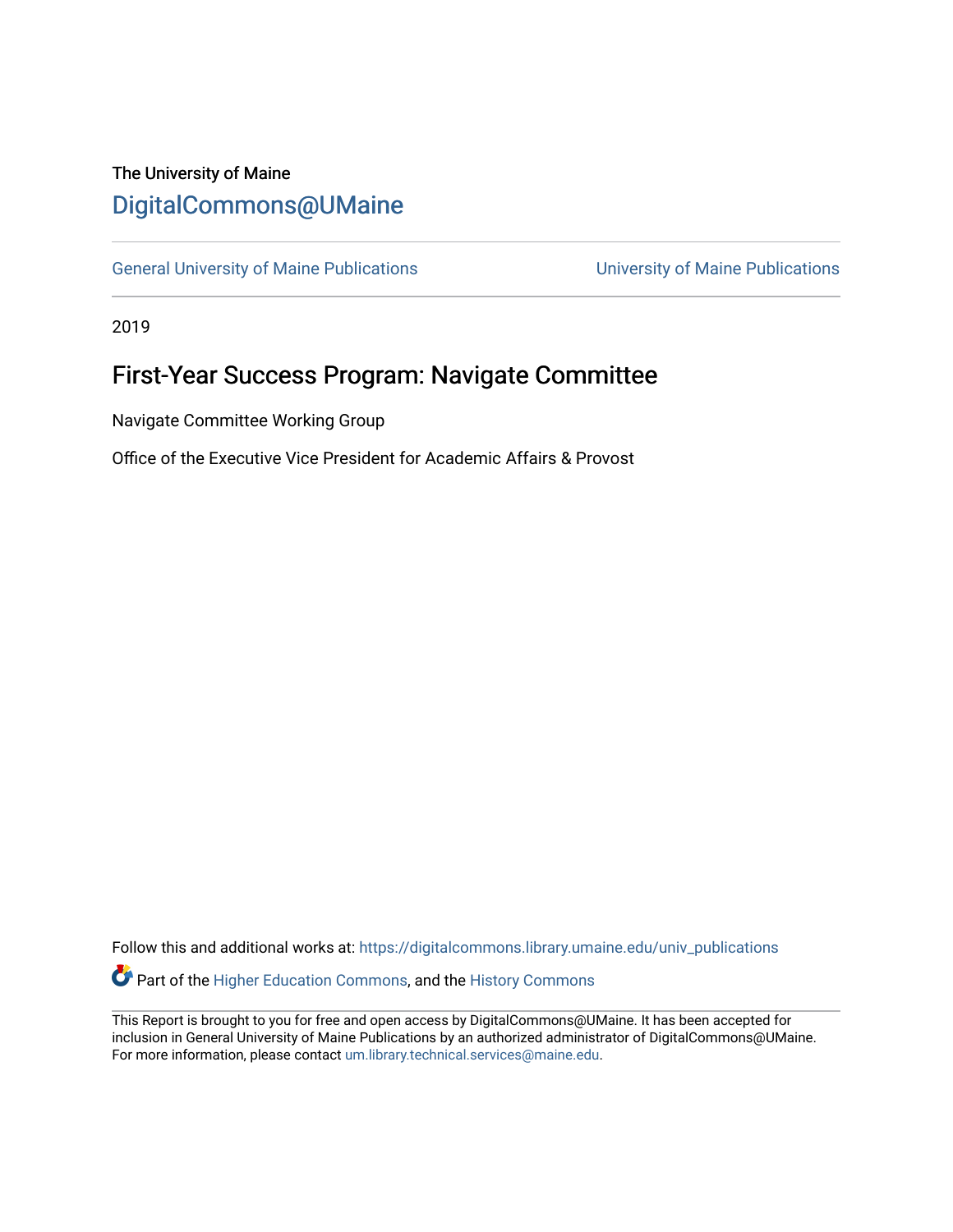The University of Maine

# DigitalCommons@UMaine

General University of Maine Publications | University of Maine Publications

2019

## First-Year Success Program: Navigate Committee

Navigate Committee Working Group

Office of the Executive Vice President for Academic Affairs & Provost

Follow this and additional works at: https://digitalcommons.library.umaine.edu/univ_publications

Part of the Higher Education Commons, and the History Commons

This Report is brought to you for free and open access by DigitalCommons@UMaine. It has been accepted for inclusion in General University of Maine Publications by an authorized administrator of DigitalCommons@UMaine. For more information, please contact um.library.technical.services@maine.edu.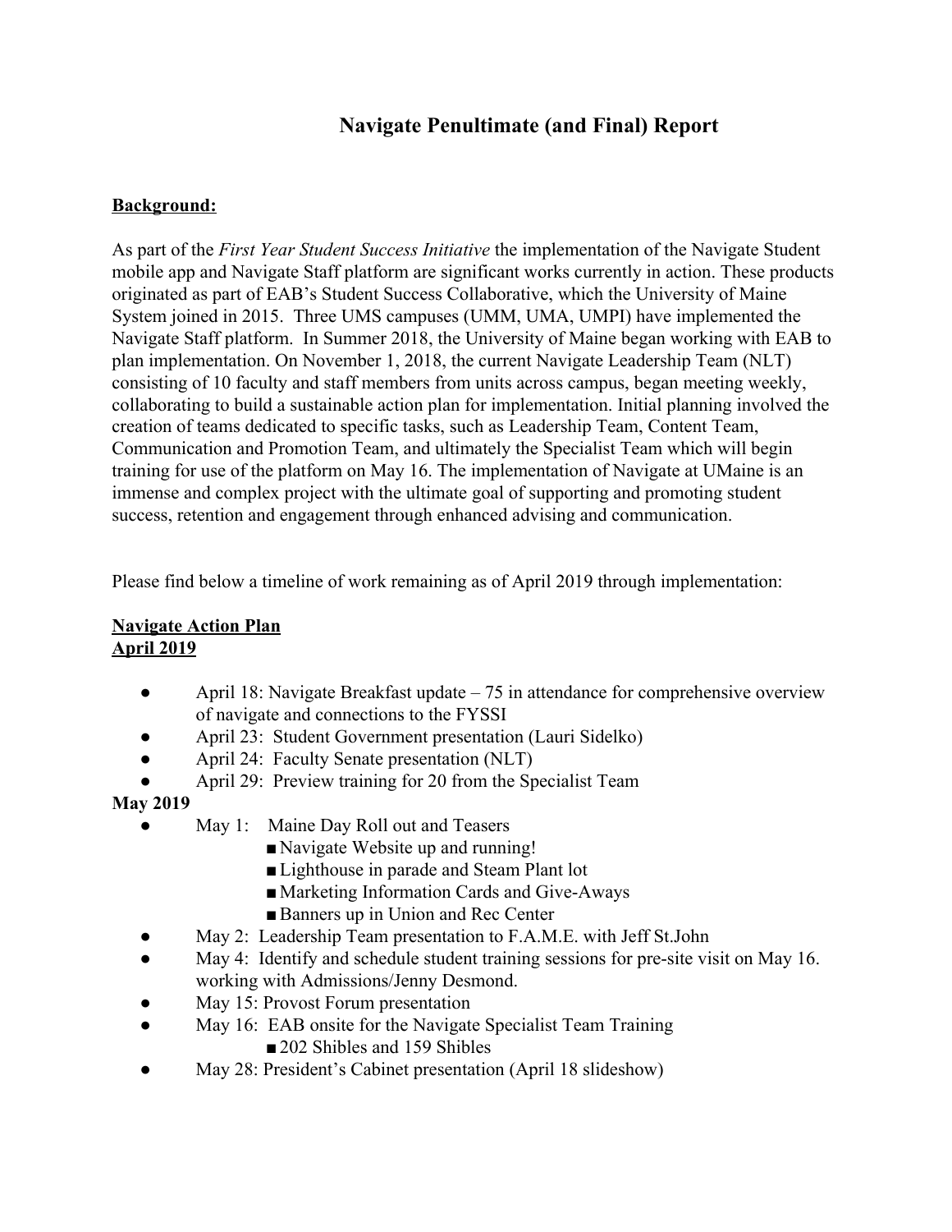# Navigate Penultimate (and Final) Report

**Background:**

As part of the *First Year Student Success Initiative* the implementation of the Navigate Student mobile app and Navigate Staff platform are significant works currently in action. These products originated as part of EAB's Student Success Collaborative, which the University of Maine System joined in 2015. Three UMS campuses (UMM, UMA, UMPI) have implemented the Navigate Staff platform. In Summer 2018, the University of Maine began working with EAB to plan implementation. On November 1, 2018, the current Navigate Leadership Team (NLT) consisting of 10 faculty and staff members from units across campus, began meeting weekly, collaborating to build a sustainable action plan for implementation. Initial planning involved the creation of teams dedicated to specific tasks, such as Leadership Team, Content Team, Communication and Promotion Team, and ultimately the Specialist Team which will begin training for use of the platform on May 16. The implementation of Navigate at UMaine is an immense and complex project with the ultimate goal of supporting and promoting student success, retention and engagement through enhanced advising and communication.

Please find below a timeline of work remaining as of April 2019 through implementation:

**Navigate Action Plan**
**April 2019**

- April 18: Navigate Breakfast update – 75 in attendance for comprehensive overview of navigate and connections to the FYSSI
- April 23: Student Government presentation (Lauri Sidelko)
- April 24: Faculty Senate presentation (NLT)
- April 29: Preview training for 20 from the Specialist Team

**May 2019**

- May 1: Maine Day Roll out and Teasers
  - Navigate Website up and running!
  - Lighthouse in parade and Steam Plant lot
  - Marketing Information Cards and Give-Aways
  - Banners up in Union and Rec Center
- May 2: Leadership Team presentation to F.A.M.E. with Jeff St.John
- May 4: Identify and schedule student training sessions for pre-site visit on May 16. working with Admissions/Jenny Desmond.
- May 15: Provost Forum presentation
- May 16: EAB onsite for the Navigate Specialist Team Training
  - 202 Shibles and 159 Shibles
- May 28: President's Cabinet presentation (April 18 slideshow)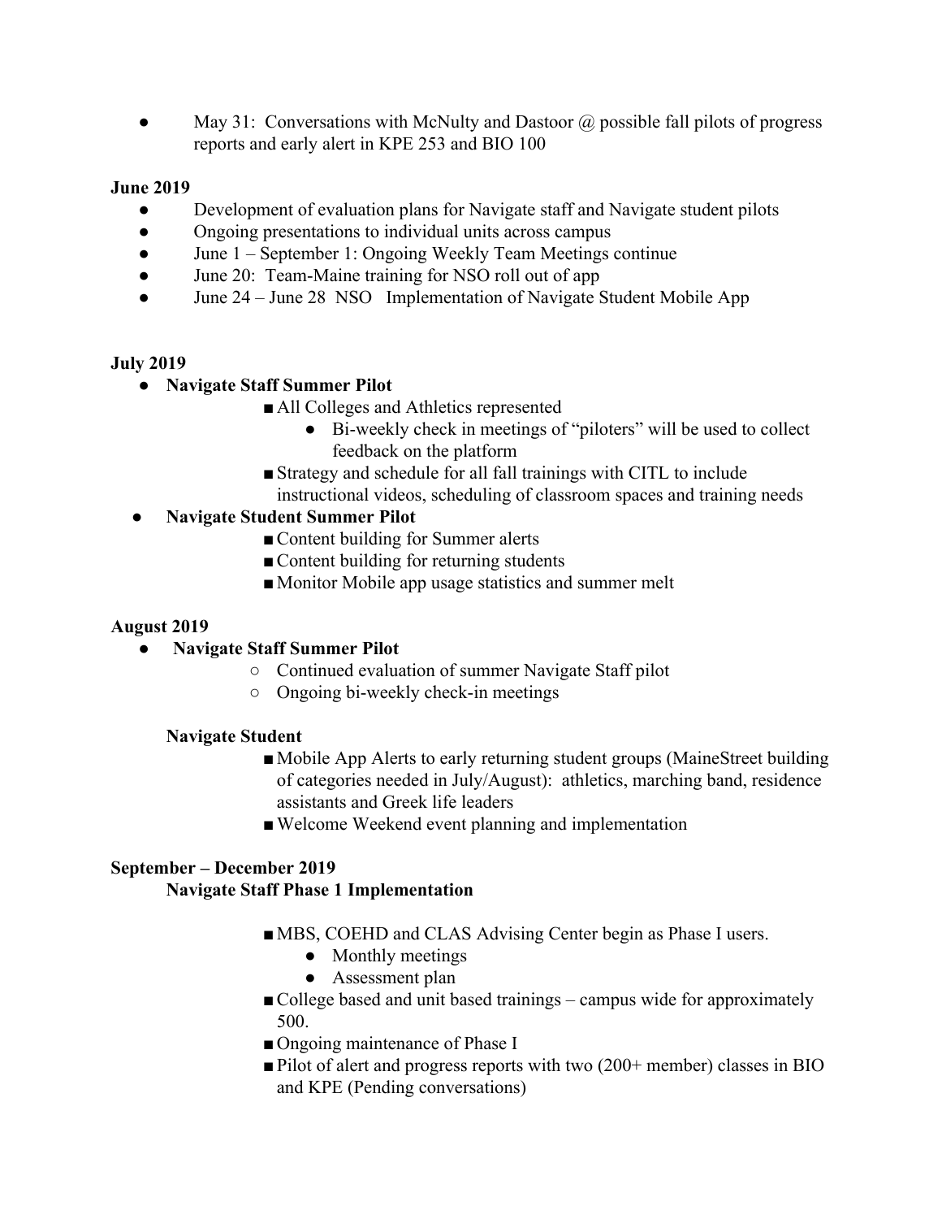- May 31: Conversations with McNulty and Dastoor @ possible fall pilots of progress reports and early alert in KPE 253 and BIO 100

**June 2019**

- Development of evaluation plans for Navigate staff and Navigate student pilots
- Ongoing presentations to individual units across campus
- June 1 – September 1: Ongoing Weekly Team Meetings continue
- June 20: Team-Maine training for NSO roll out of app
- June 24 – June 28 NSO Implementation of Navigate Student Mobile App

**July 2019**

- **Navigate Staff Summer Pilot**
  - All Colleges and Athletics represented
    - Bi-weekly check in meetings of "piloters" will be used to collect feedback on the platform
  - Strategy and schedule for all fall trainings with CITL to include instructional videos, scheduling of classroom spaces and training needs
- **Navigate Student Summer Pilot**
  - Content building for Summer alerts
  - Content building for returning students
  - Monitor Mobile app usage statistics and summer melt

**August 2019**

- **Navigate Staff Summer Pilot**
  - Continued evaluation of summer Navigate Staff pilot
  - Ongoing bi-weekly check-in meetings

**Navigate Student**

- Mobile App Alerts to early returning student groups (MaineStreet building of categories needed in July/August): athletics, marching band, residence assistants and Greek life leaders
- Welcome Weekend event planning and implementation

**September – December 2019**

**Navigate Staff Phase 1 Implementation**

- MBS, COEHD and CLAS Advising Center begin as Phase I users.
  - Monthly meetings
  - Assessment plan
- College based and unit based trainings – campus wide for approximately 500.
- Ongoing maintenance of Phase I
- Pilot of alert and progress reports with two (200+ member) classes in BIO and KPE (Pending conversations)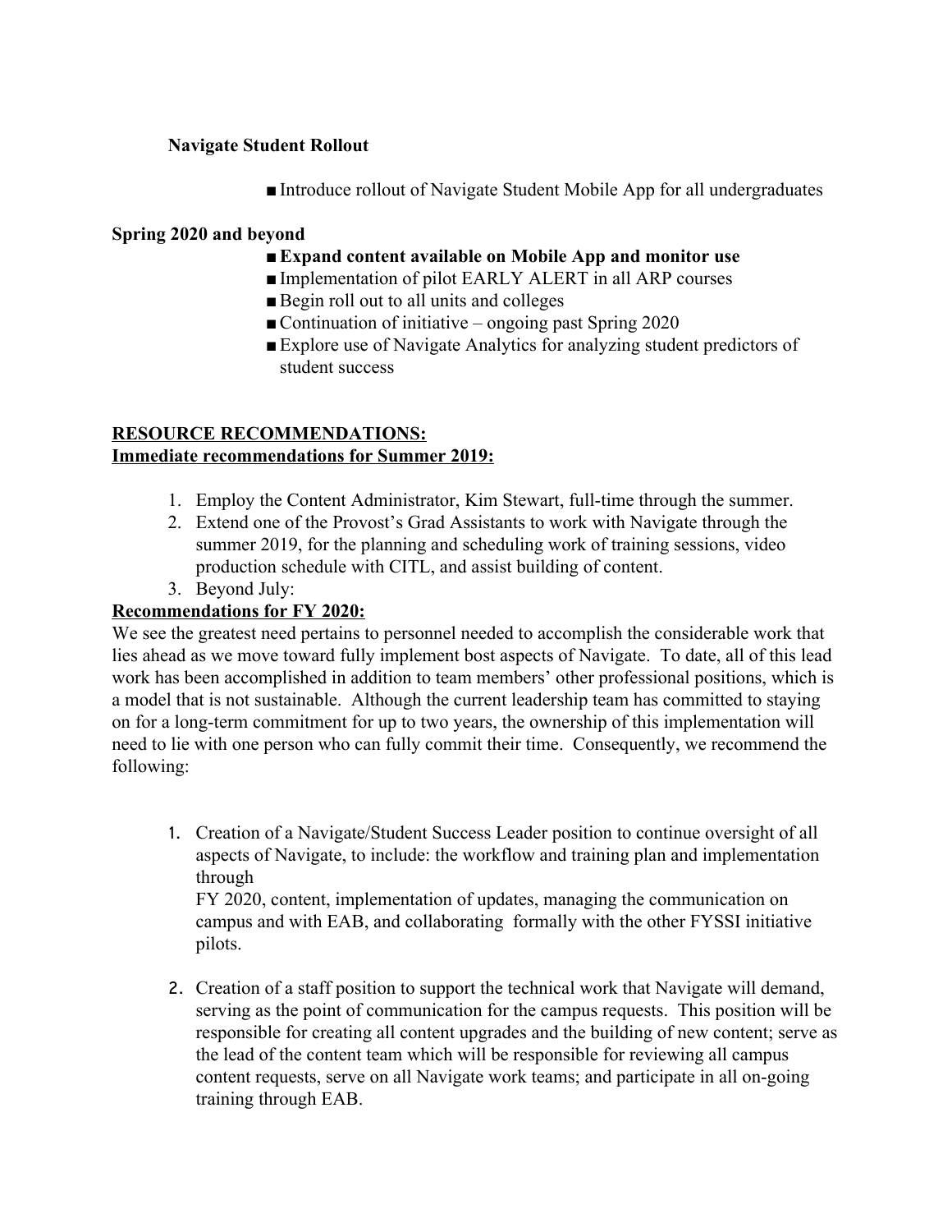**Navigate Student Rollout**

- Introduce rollout of Navigate Student Mobile App for all undergraduates

**Spring 2020 and beyond**

- **Expand content available on Mobile App and monitor use**
- Implementation of pilot EARLY ALERT in all ARP courses
- Begin roll out to all units and colleges
- Continuation of initiative – ongoing past Spring 2020
- Explore use of Navigate Analytics for analyzing student predictors of student success

**RESOURCE RECOMMENDATIONS:**

**Immediate recommendations for Summer 2019:**

1. Employ the Content Administrator, Kim Stewart, full-time through the summer.
2. Extend one of the Provost's Grad Assistants to work with Navigate through the summer 2019, for the planning and scheduling work of training sessions, video production schedule with CITL, and assist building of content.
3. Beyond July:

**Recommendations for FY 2020:**

We see the greatest need pertains to personnel needed to accomplish the considerable work that lies ahead as we move toward fully implement bost aspects of Navigate. To date, all of this lead work has been accomplished in addition to team members' other professional positions, which is a model that is not sustainable. Although the current leadership team has committed to staying on for a long-term commitment for up to two years, the ownership of this implementation will need to lie with one person who can fully commit their time. Consequently, we recommend the following:

1. Creation of a Navigate/Student Success Leader position to continue oversight of all aspects of Navigate, to include: the workflow and training plan and implementation through FY 2020, content, implementation of updates, managing the communication on campus and with EAB, and collaborating formally with the other FYSSI initiative pilots.

2. Creation of a staff position to support the technical work that Navigate will demand, serving as the point of communication for the campus requests. This position will be responsible for creating all content upgrades and the building of new content; serve as the lead of the content team which will be responsible for reviewing all campus content requests, serve on all Navigate work teams; and participate in all on-going training through EAB.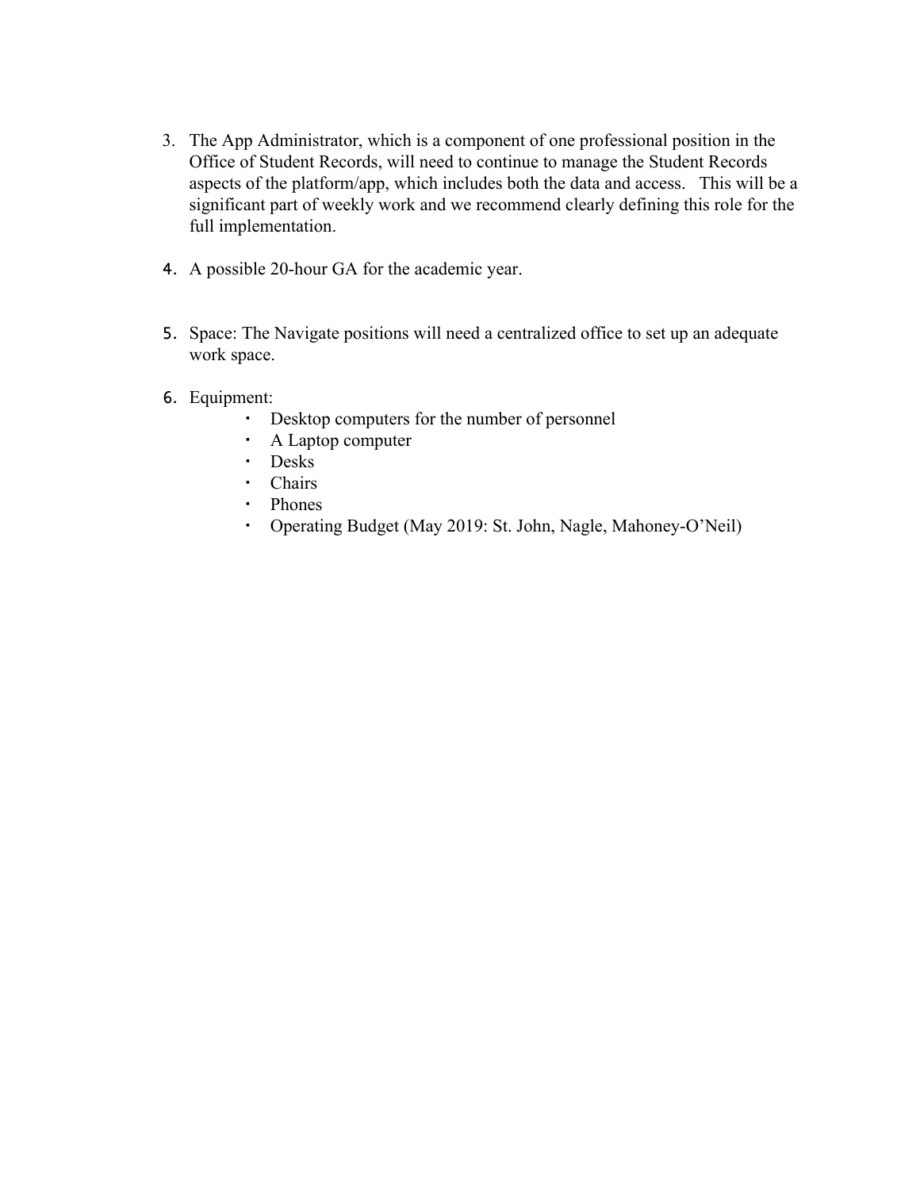3. The App Administrator, which is a component of one professional position in the Office of Student Records, will need to continue to manage the Student Records aspects of the platform/app, which includes both the data and access. This will be a significant part of weekly work and we recommend clearly defining this role for the full implementation.

4. A possible 20-hour GA for the academic year.

5. Space: The Navigate positions will need a centralized office to set up an adequate work space.

6. Equipment:
    - Desktop computers for the number of personnel
    - A Laptop computer
    - Desks
    - Chairs
    - Phones
    - Operating Budget (May 2019: St. John, Nagle, Mahoney-O'Neil)